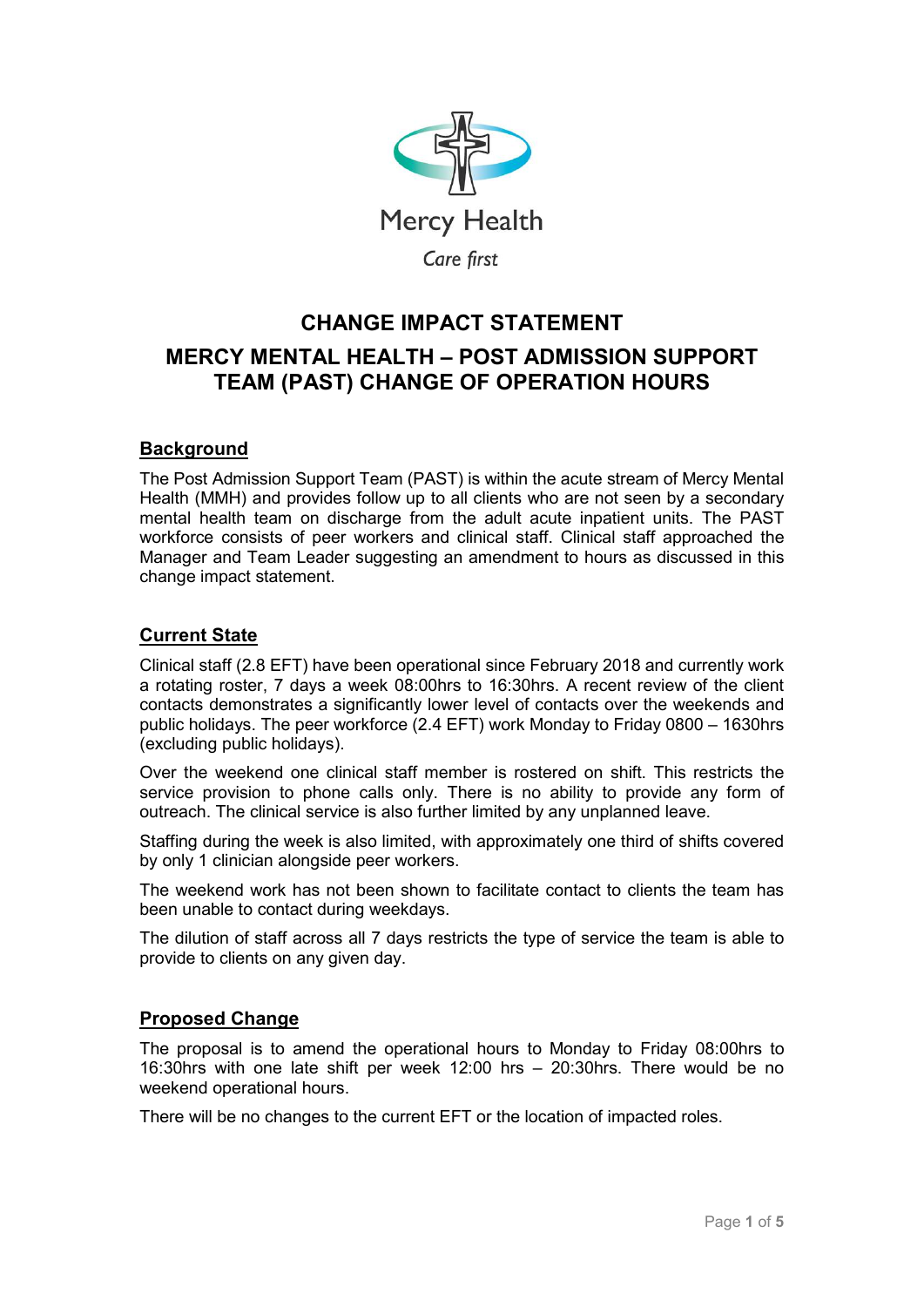Mercy Health

*Care first*

# CHANGE IMPACT STATEMENT

# MERCY MENTAL HEALTH – POST ADMISSION SUPPORT TEAM (PAST) CHANGE OF OPERATION HOURS

## Background

The Post Admission Support Team (PAST) is within the acute stream of Mercy Mental Health (MMH) and provides follow up to all clients who are not seen by a secondary mental health team on discharge from the adult acute inpatient units. The PAST workforce consists of peer workers and clinical staff. Clinical staff approached the Manager and Team Leader suggesting an amendment to hours as discussed in this change impact statement.

## Current State

Clinical staff (2.8 EFT) have been operational since February 2018 and currently work a rotating roster, 7 days a week 08:00hrs to 16:30hrs. A recent review of the client contacts demonstrates a significantly lower level of contacts over the weekends and public holidays. The peer workforce (2.4 EFT) work Monday to Friday 0800 – 1630hrs (excluding public holidays).

Over the weekend one clinical staff member is rostered on shift. This restricts the service provision to phone calls only. There is no ability to provide any form of outreach. The clinical service is also further limited by any unplanned leave.

Staffing during the week is also limited, with approximately one third of shifts covered by only 1 clinician alongside peer workers.

The weekend work has not been shown to facilitate contact to clients the team has been unable to contact during weekdays.

The dilution of staff across all 7 days restricts the type of service the team is able to provide to clients on any given day.

## Proposed Change

The proposal is to amend the operational hours to Monday to Friday 08:00hrs to 16:30hrs with one late shift per week 12:00 hrs – 20:30hrs. There would be no weekend operational hours.

There will be no changes to the current EFT or the location of impacted roles.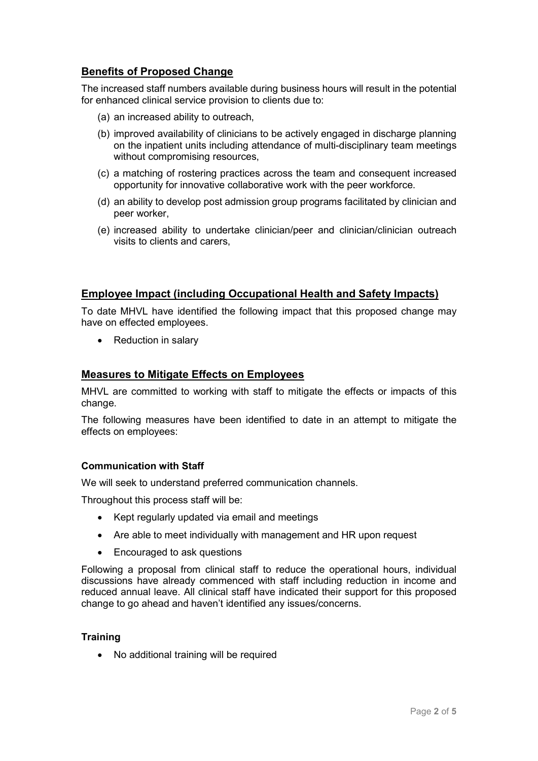## Benefits of Proposed Change

The increased staff numbers available during business hours will result in the potential for enhanced clinical service provision to clients due to:

(a) an increased ability to outreach,

(b) improved availability of clinicians to be actively engaged in discharge planning on the inpatient units including attendance of multi-disciplinary team meetings without compromising resources,

(c) a matching of rostering practices across the team and consequent increased opportunity for innovative collaborative work with the peer workforce.

(d) an ability to develop post admission group programs facilitated by clinician and peer worker,

(e) increased ability to undertake clinician/peer and clinician/clinician outreach visits to clients and carers,

## Employee Impact (including Occupational Health and Safety Impacts)

To date MHVL have identified the following impact that this proposed change may have on effected employees.

- Reduction in salary

## Measures to Mitigate Effects on Employees

MHVL are committed to working with staff to mitigate the effects or impacts of this change.

The following measures have been identified to date in an attempt to mitigate the effects on employees:

### Communication with Staff

We will seek to understand preferred communication channels.

Throughout this process staff will be:

- Kept regularly updated via email and meetings
- Are able to meet individually with management and HR upon request
- Encouraged to ask questions

Following a proposal from clinical staff to reduce the operational hours, individual discussions have already commenced with staff including reduction in income and reduced annual leave. All clinical staff have indicated their support for this proposed change to go ahead and haven't identified any issues/concerns.

### Training

- No additional training will be required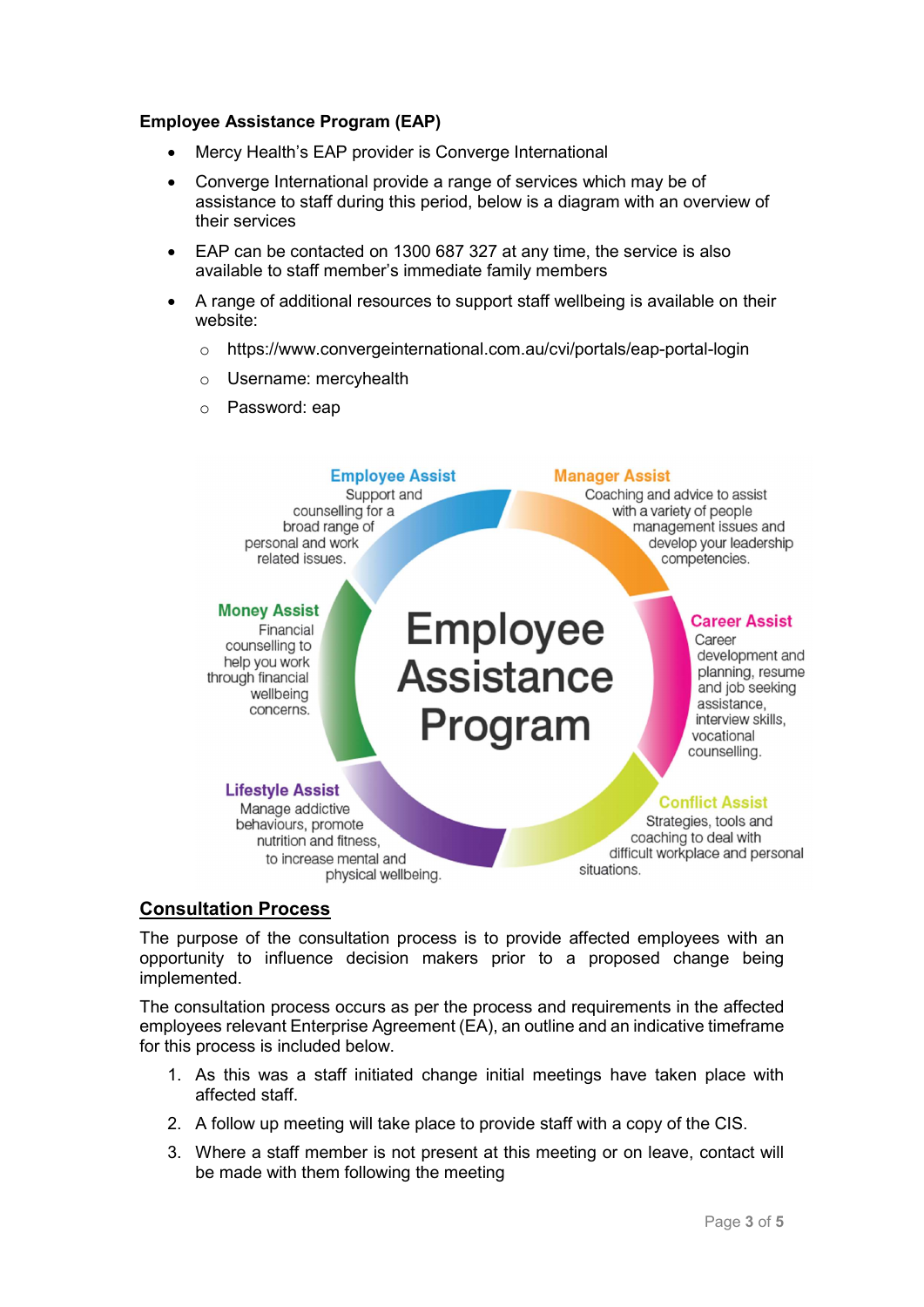**Employee Assistance Program (EAP)**

- Mercy Health's EAP provider is Converge International
- Converge International provide a range of services which may be of assistance to staff during this period, below is a diagram with an overview of their services
- EAP can be contacted on 1300 687 327 at any time, the service is also available to staff member's immediate family members
- A range of additional resources to support staff wellbeing is available on their website:
  - https://www.convergeinternational.com.au/cvi/portals/eap-portal-login
  - Username: mercyhealth
  - Password: eap

**Employee Assistance Program**

**Employee Assist** – Support and counselling for a broad range of personal and work related issues.

**Manager Assist** – Coaching and advice to assist with a variety of people management issues and develop your leadership competencies.

**Career Assist** – Career development and planning, resume and job seeking assistance, interview skills, vocational counselling.

**Conflict Assist** – Strategies, tools and coaching to deal with difficult workplace and personal situations.

**Lifestyle Assist** – Manage addictive behaviours, promote nutrition and fitness, to increase mental and physical wellbeing.

**Money Assist** – Financial counselling to help you work through financial wellbeing concerns.

## Consultation Process

The purpose of the consultation process is to provide affected employees with an opportunity to influence decision makers prior to a proposed change being implemented.

The consultation process occurs as per the process and requirements in the affected employees relevant Enterprise Agreement (EA), an outline and an indicative timeframe for this process is included below.

1. As this was a staff initiated change initial meetings have taken place with affected staff.
2. A follow up meeting will take place to provide staff with a copy of the CIS.
3. Where a staff member is not present at this meeting or on leave, contact will be made with them following the meeting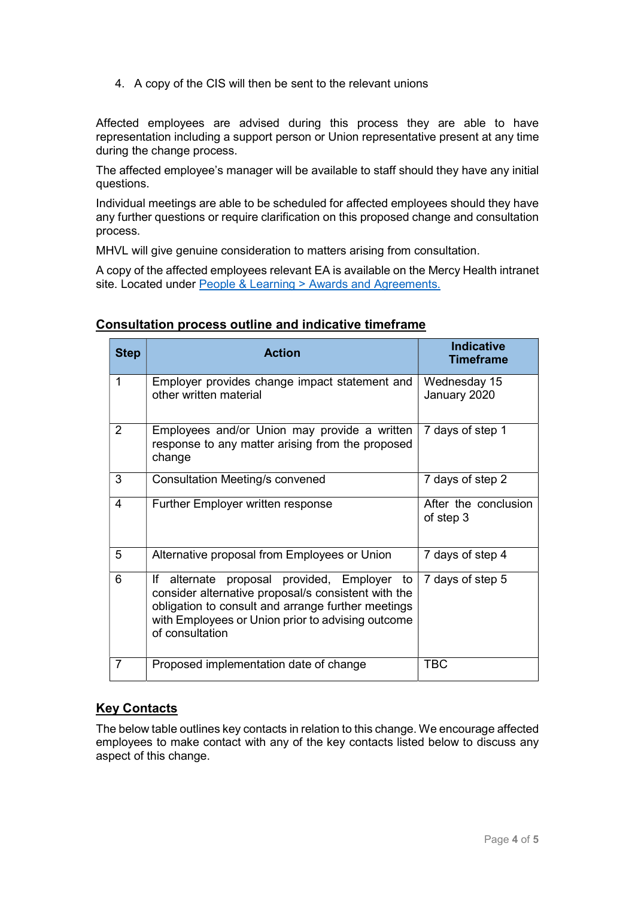4. A copy of the CIS will then be sent to the relevant unions

Affected employees are advised during this process they are able to have representation including a support person or Union representative present at any time during the change process.

The affected employee's manager will be available to staff should they have any initial questions.

Individual meetings are able to be scheduled for affected employees should they have any further questions or require clarification on this proposed change and consultation process.

MHVL will give genuine consideration to matters arising from consultation.

A copy of the affected employees relevant EA is available on the Mercy Health intranet site. Located under People & Learning > Awards and Agreements.

## Consultation process outline and indicative timeframe

| Step | Action | Indicative Timeframe |
|---|---|---|
| 1 | Employer provides change impact statement and other written material | Wednesday 15 January 2020 |
| 2 | Employees and/or Union may provide a written response to any matter arising from the proposed change | 7 days of step 1 |
| 3 | Consultation Meeting/s convened | 7 days of step 2 |
| 4 | Further Employer written response | After the conclusion of step 3 |
| 5 | Alternative proposal from Employees or Union | 7 days of step 4 |
| 6 | If alternate proposal provided, Employer to consider alternative proposal/s consistent with the obligation to consult and arrange further meetings with Employees or Union prior to advising outcome of consultation | 7 days of step 5 |
| 7 | Proposed implementation date of change | TBC |

## Key Contacts

The below table outlines key contacts in relation to this change. We encourage affected employees to make contact with any of the key contacts listed below to discuss any aspect of this change.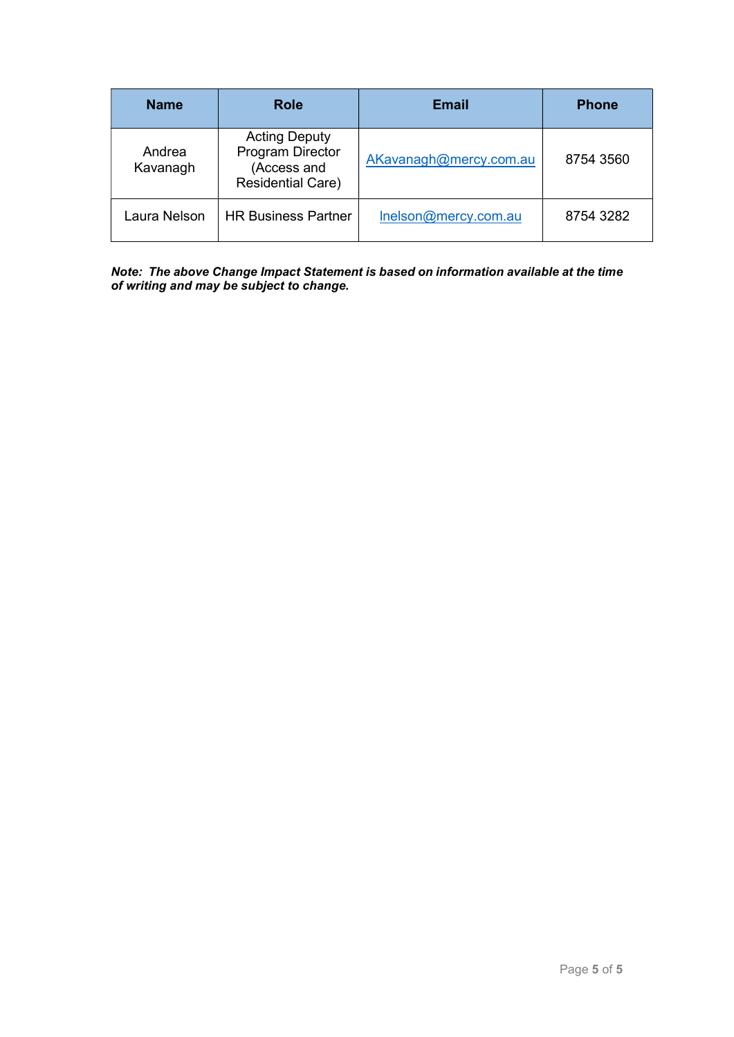| Name | Role | Email | Phone |
|---|---|---|---|
| Andrea Kavanagh | Acting Deputy Program Director (Access and Residential Care) | AKavanagh@mercy.com.au | 8754 3560 |
| Laura Nelson | HR Business Partner | lnelson@mercy.com.au | 8754 3282 |

***Note: The above Change Impact Statement is based on information available at the time of writing and may be subject to change.***